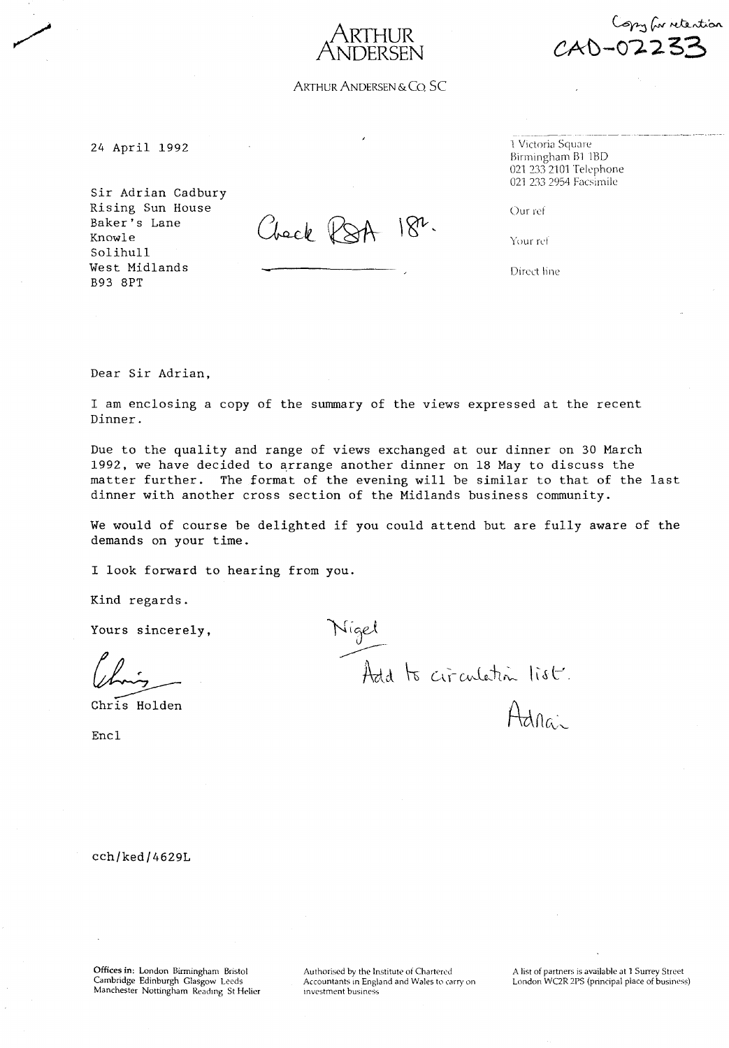Copy for retention
CAD-02233

# ARTHUR ANDERSEN

ARTHUR ANDERSEN & Co. SC

24 April 1992

1 Victoria Square
Birmingham B1 1BD
021 233 2101 Telephone
021 233 2954 Facsimile

Our ref

Your ref

Direct line

Sir Adrian Cadbury
Rising Sun House
Baker's Lane
Knowle
Solihull
West Midlands
B93 8PT

Check RSA 18th.

Dear Sir Adrian,

I am enclosing a copy of the summary of the views expressed at the recent Dinner.

Due to the quality and range of views exchanged at our dinner on 30 March 1992, we have decided to arrange another dinner on 18 May to discuss the matter further. The format of the evening will be similar to that of the last dinner with another cross section of the Midlands business community.

We would of course be delighted if you could attend but are fully aware of the demands on your time.

I look forward to hearing from you.

Kind regards.

Yours sincerely,

Chris

Chris Holden

Encl

Nigel
Add to circulation list.
Adrian

cch/ked/4629L

Offices in: London Birmingham Bristol Cambridge Edinburgh Glasgow Leeds Manchester Nottingham Reading St Helier

Authorised by the Institute of Chartered Accountants in England and Wales to carry on investment business

A list of partners is available at 1 Surrey Street London WC2R 2PS (principal place of business)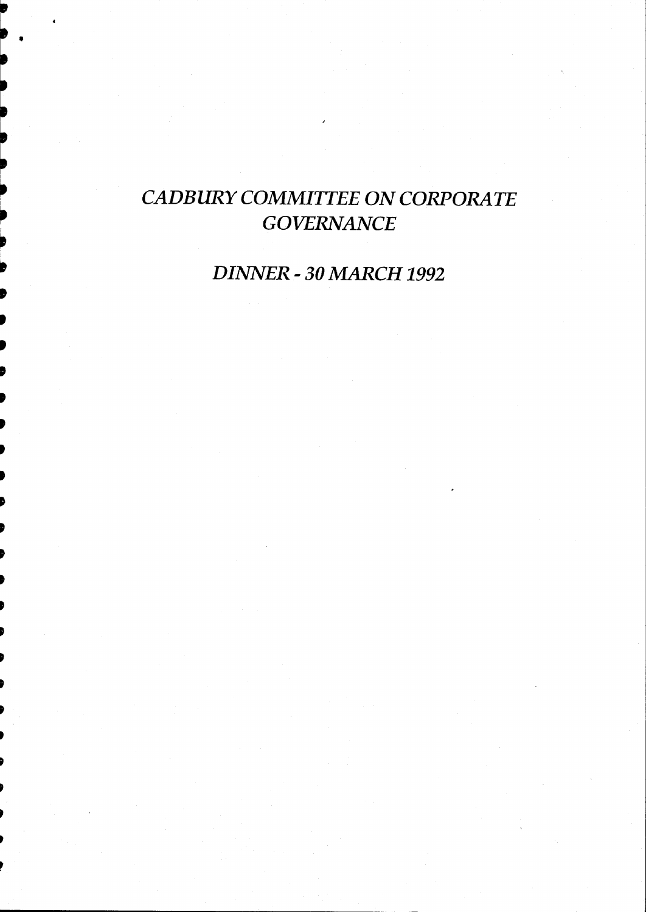# *CADBURY COMMITTEE ON CORPORATE GOVERNANCE*

## *DINNER - 30 MARCH 1992*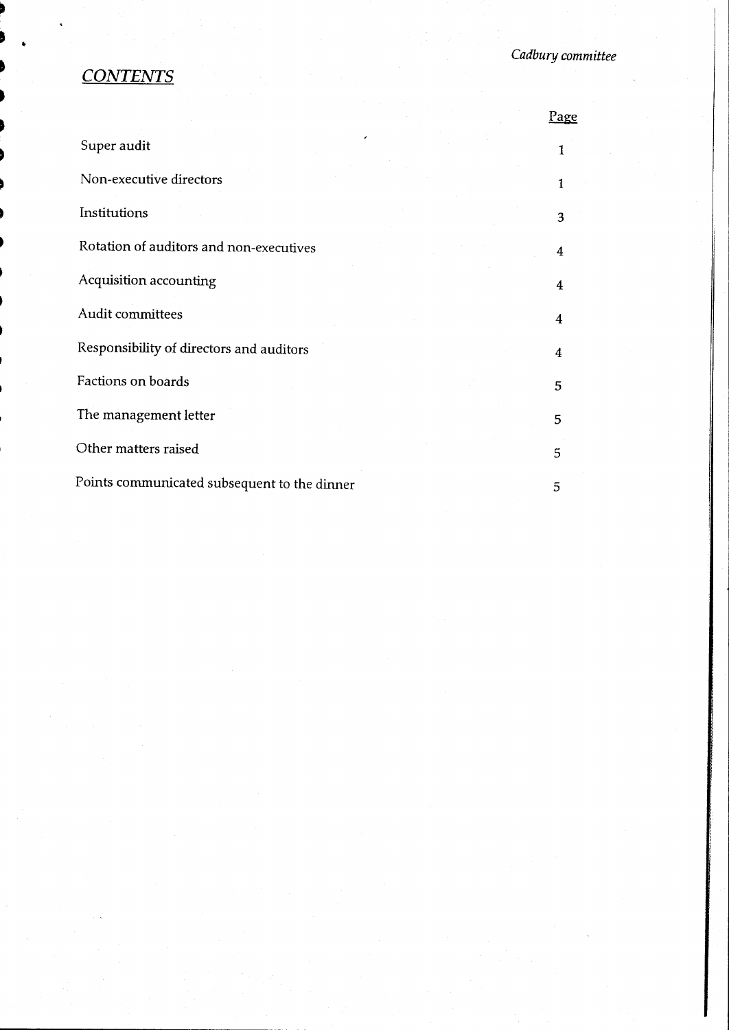# *CONTENTS*

| | Page |
|---|---|
| Super audit | 1 |
| Non-executive directors | 1 |
| Institutions | 3 |
| Rotation of auditors and non-executives | 4 |
| Acquisition accounting | 4 |
| Audit committees | 4 |
| Responsibility of directors and auditors | 4 |
| Factions on boards | 5 |
| The management letter | 5 |
| Other matters raised | 5 |
| Points communicated subsequent to the dinner | 5 |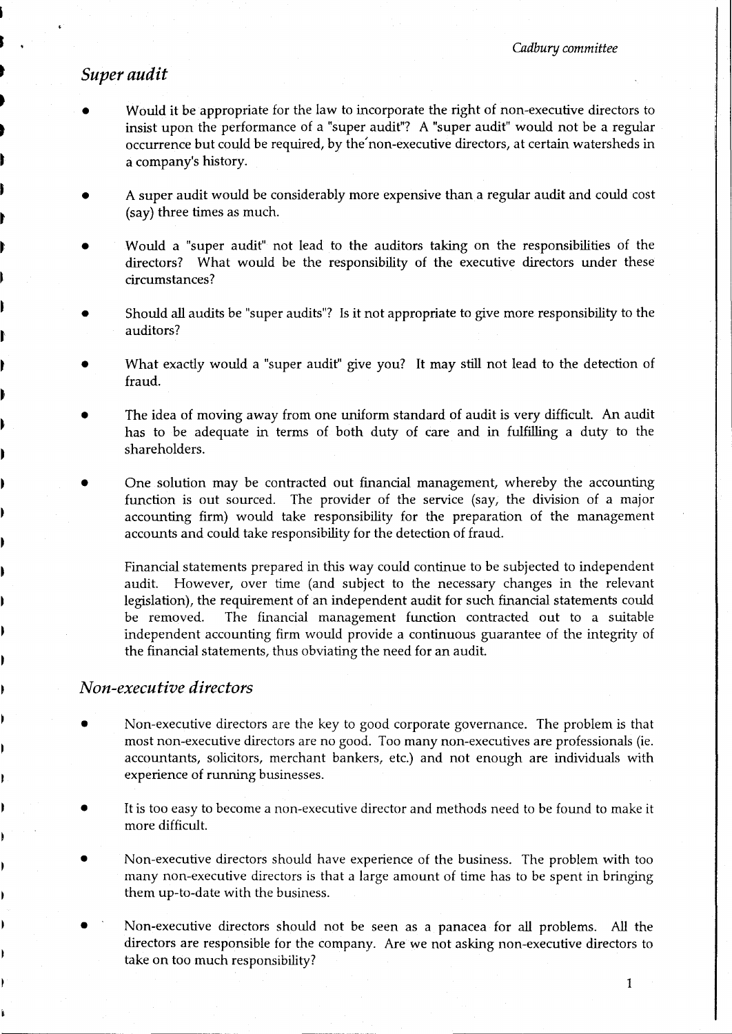## *Super audit*

- Would it be appropriate for the law to incorporate the right of non-executive directors to insist upon the performance of a "super audit"? A "super audit" would not be a regular occurrence but could be required, by the non-executive directors, at certain watersheds in a company's history.
- A super audit would be considerably more expensive than a regular audit and could cost (say) three times as much.
- Would a "super audit" not lead to the auditors taking on the responsibilities of the directors? What would be the responsibility of the executive directors under these circumstances?
- Should all audits be "super audits"? Is it not appropriate to give more responsibility to the auditors?
- What exactly would a "super audit" give you? It may still not lead to the detection of fraud.
- The idea of moving away from one uniform standard of audit is very difficult. An audit has to be adequate in terms of both duty of care and in fulfilling a duty to the shareholders.
- One solution may be contracted out financial management, whereby the accounting function is out sourced. The provider of the service (say, the division of a major accounting firm) would take responsibility for the preparation of the management accounts and could take responsibility for the detection of fraud.

  Financial statements prepared in this way could continue to be subjected to independent audit. However, over time (and subject to the necessary changes in the relevant legislation), the requirement of an independent audit for such financial statements could be removed. The financial management function contracted out to a suitable independent accounting firm would provide a continuous guarantee of the integrity of the financial statements, thus obviating the need for an audit.

## *Non-executive directors*

- Non-executive directors are the key to good corporate governance. The problem is that most non-executive directors are no good. Too many non-executives are professionals (ie. accountants, solicitors, merchant bankers, etc.) and not enough are individuals with experience of running businesses.
- It is too easy to become a non-executive director and methods need to be found to make it more difficult.
- Non-executive directors should have experience of the business. The problem with too many non-executive directors is that a large amount of time has to be spent in bringing them up-to-date with the business.
- Non-executive directors should not be seen as a panacea for all problems. All the directors are responsible for the company. Are we not asking non-executive directors to take on too much responsibility?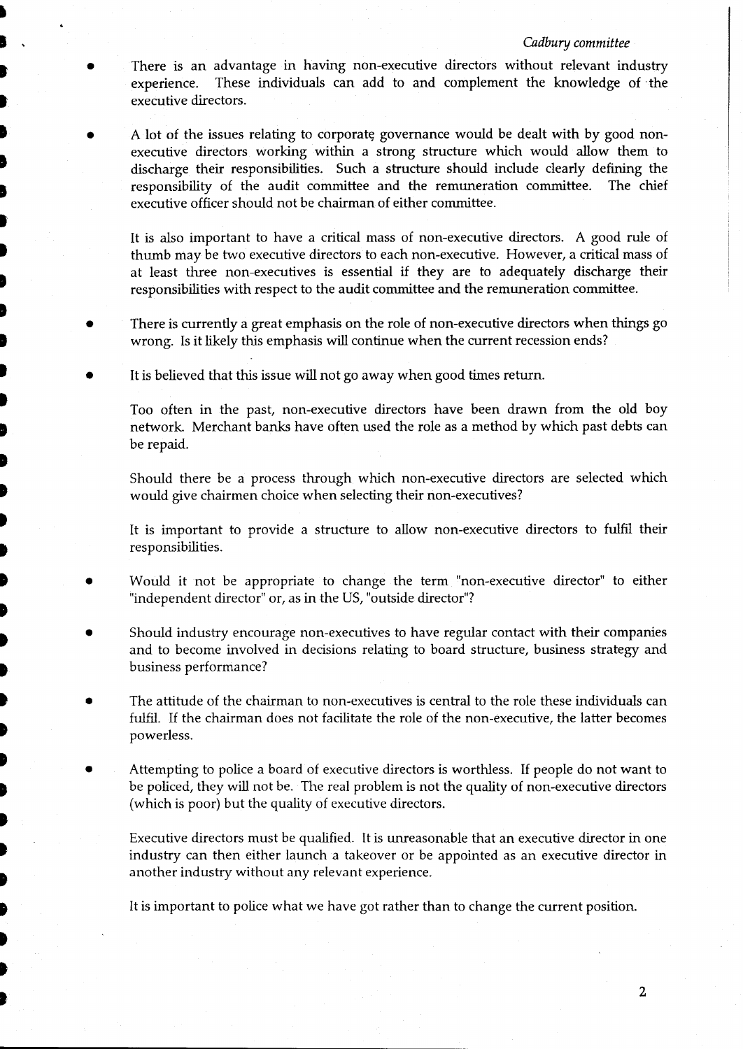- There is an advantage in having non-executive directors without relevant industry experience. These individuals can add to and complement the knowledge of the executive directors.

- A lot of the issues relating to corporate governance would be dealt with by good non-executive directors working within a strong structure which would allow them to discharge their responsibilities. Such a structure should include clearly defining the responsibility of the audit committee and the remuneration committee. The chief executive officer should not be chairman of either committee.

  It is also important to have a critical mass of non-executive directors. A good rule of thumb may be two executive directors to each non-executive. However, a critical mass of at least three non-executives is essential if they are to adequately discharge their responsibilities with respect to the audit committee and the remuneration committee.

- There is currently a great emphasis on the role of non-executive directors when things go wrong. Is it likely this emphasis will continue when the current recession ends?

- It is believed that this issue will not go away when good times return.

  Too often in the past, non-executive directors have been drawn from the old boy network. Merchant banks have often used the role as a method by which past debts can be repaid.

  Should there be a process through which non-executive directors are selected which would give chairmen choice when selecting their non-executives?

  It is important to provide a structure to allow non-executive directors to fulfil their responsibilities.

- Would it not be appropriate to change the term "non-executive director" to either "independent director" or, as in the US, "outside director"?

- Should industry encourage non-executives to have regular contact with their companies and to become involved in decisions relating to board structure, business strategy and business performance?

- The attitude of the chairman to non-executives is central to the role these individuals can fulfil. If the chairman does not facilitate the role of the non-executive, the latter becomes powerless.

- Attempting to police a board of executive directors is worthless. If people do not want to be policed, they will not be. The real problem is not the quality of non-executive directors (which is poor) but the quality of executive directors.

  Executive directors must be qualified. It is unreasonable that an executive director in one industry can then either launch a takeover or be appointed as an executive director in another industry without any relevant experience.

  It is important to police what we have got rather than to change the current position.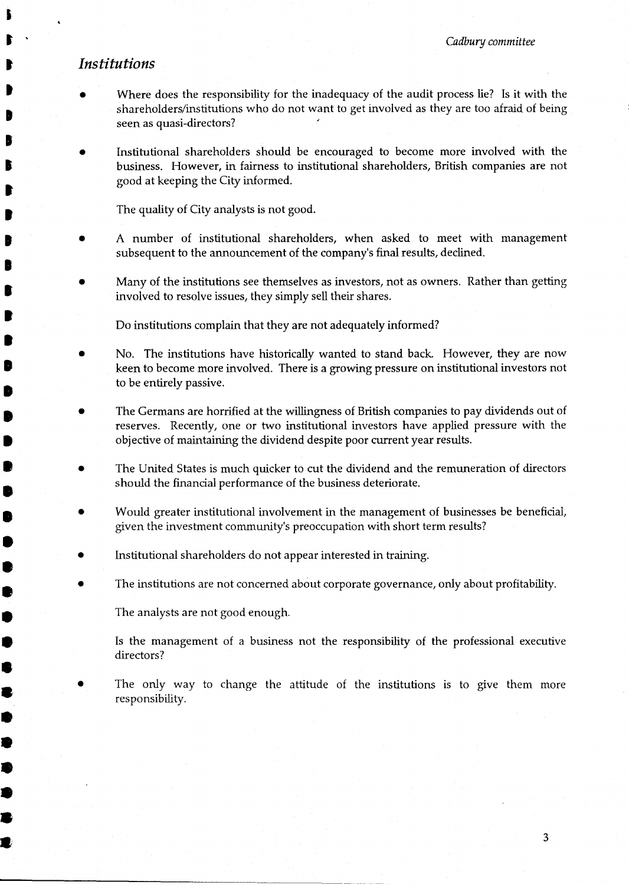## *Institutions*

- Where does the responsibility for the inadequacy of the audit process lie? Is it with the shareholders/institutions who do not want to get involved as they are too afraid of being seen as quasi-directors?

- Institutional shareholders should be encouraged to become more involved with the business. However, in fairness to institutional shareholders, British companies are not good at keeping the City informed.

  The quality of City analysts is not good.

- A number of institutional shareholders, when asked to meet with management subsequent to the announcement of the company's final results, declined.

- Many of the institutions see themselves as investors, not as owners. Rather than getting involved to resolve issues, they simply sell their shares.

  Do institutions complain that they are not adequately informed?

- No. The institutions have historically wanted to stand back. However, they are now keen to become more involved. There is a growing pressure on institutional investors not to be entirely passive.

- The Germans are horrified at the willingness of British companies to pay dividends out of reserves. Recently, one or two institutional investors have applied pressure with the objective of maintaining the dividend despite poor current year results.

- The United States is much quicker to cut the dividend and the remuneration of directors should the financial performance of the business deteriorate.

- Would greater institutional involvement in the management of businesses be beneficial, given the investment community's preoccupation with short term results?

- Institutional shareholders do not appear interested in training.

- The institutions are not concerned about corporate governance, only about profitability.

  The analysts are not good enough.

  Is the management of a business not the responsibility of the professional executive directors?

- The only way to change the attitude of the institutions is to give them more responsibility.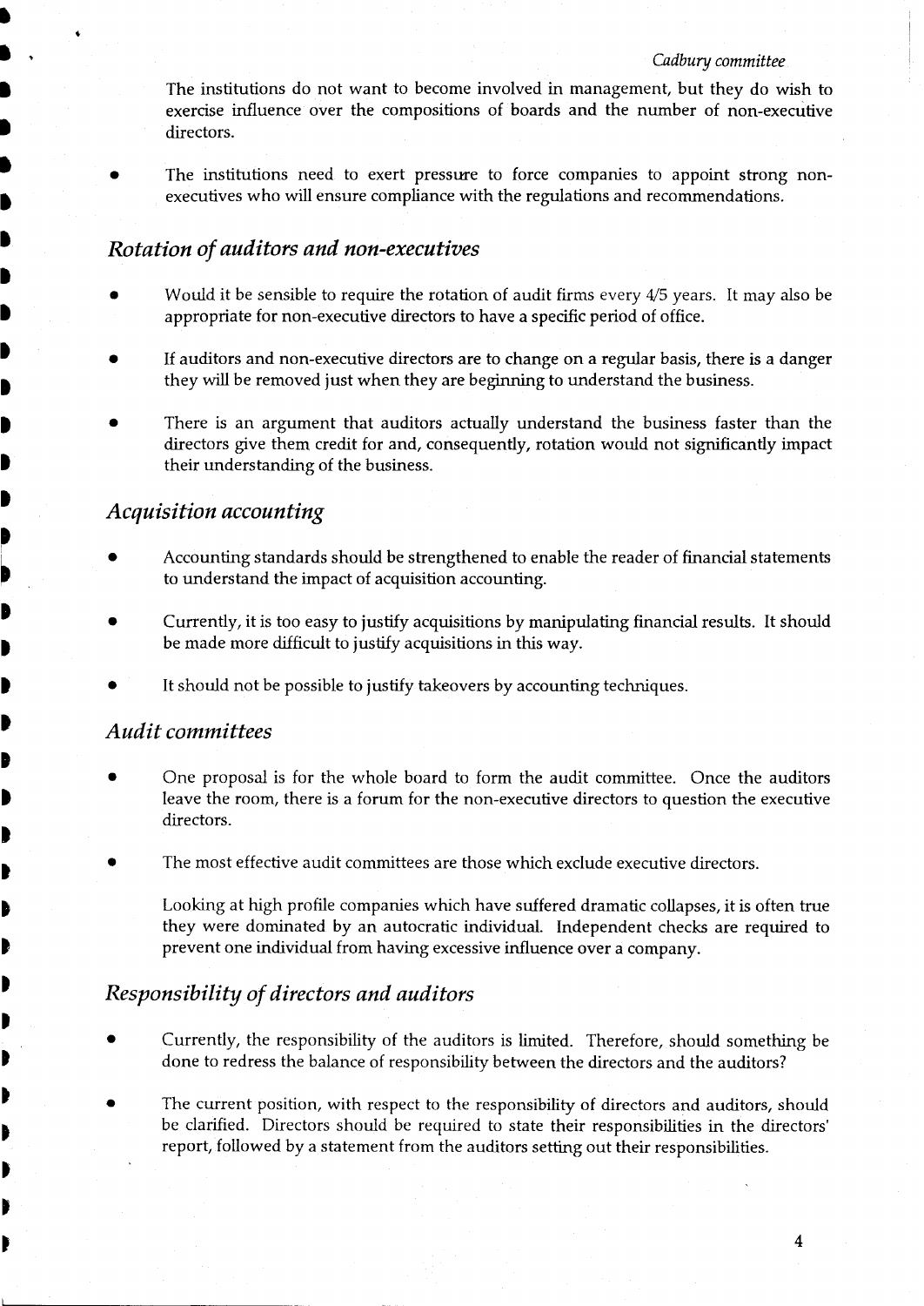The institutions do not want to become involved in management, but they do wish to exercise influence over the compositions of boards and the number of non-executive directors.

- The institutions need to exert pressure to force companies to appoint strong non-executives who will ensure compliance with the regulations and recommendations.

## *Rotation of auditors and non-executives*

- Would it be sensible to require the rotation of audit firms every 4/5 years. It may also be appropriate for non-executive directors to have a specific period of office.
- If auditors and non-executive directors are to change on a regular basis, there is a danger they will be removed just when they are beginning to understand the business.
- There is an argument that auditors actually understand the business faster than the directors give them credit for and, consequently, rotation would not significantly impact their understanding of the business.

## *Acquisition accounting*

- Accounting standards should be strengthened to enable the reader of financial statements to understand the impact of acquisition accounting.
- Currently, it is too easy to justify acquisitions by manipulating financial results. It should be made more difficult to justify acquisitions in this way.
- It should not be possible to justify takeovers by accounting techniques.

## *Audit committees*

- One proposal is for the whole board to form the audit committee. Once the auditors leave the room, there is a forum for the non-executive directors to question the executive directors.
- The most effective audit committees are those which exclude executive directors.

  Looking at high profile companies which have suffered dramatic collapses, it is often true they were dominated by an autocratic individual. Independent checks are required to prevent one individual from having excessive influence over a company.

## *Responsibility of directors and auditors*

- Currently, the responsibility of the auditors is limited. Therefore, should something be done to redress the balance of responsibility between the directors and the auditors?
- The current position, with respect to the responsibility of directors and auditors, should be clarified. Directors should be required to state their responsibilities in the directors' report, followed by a statement from the auditors setting out their responsibilities.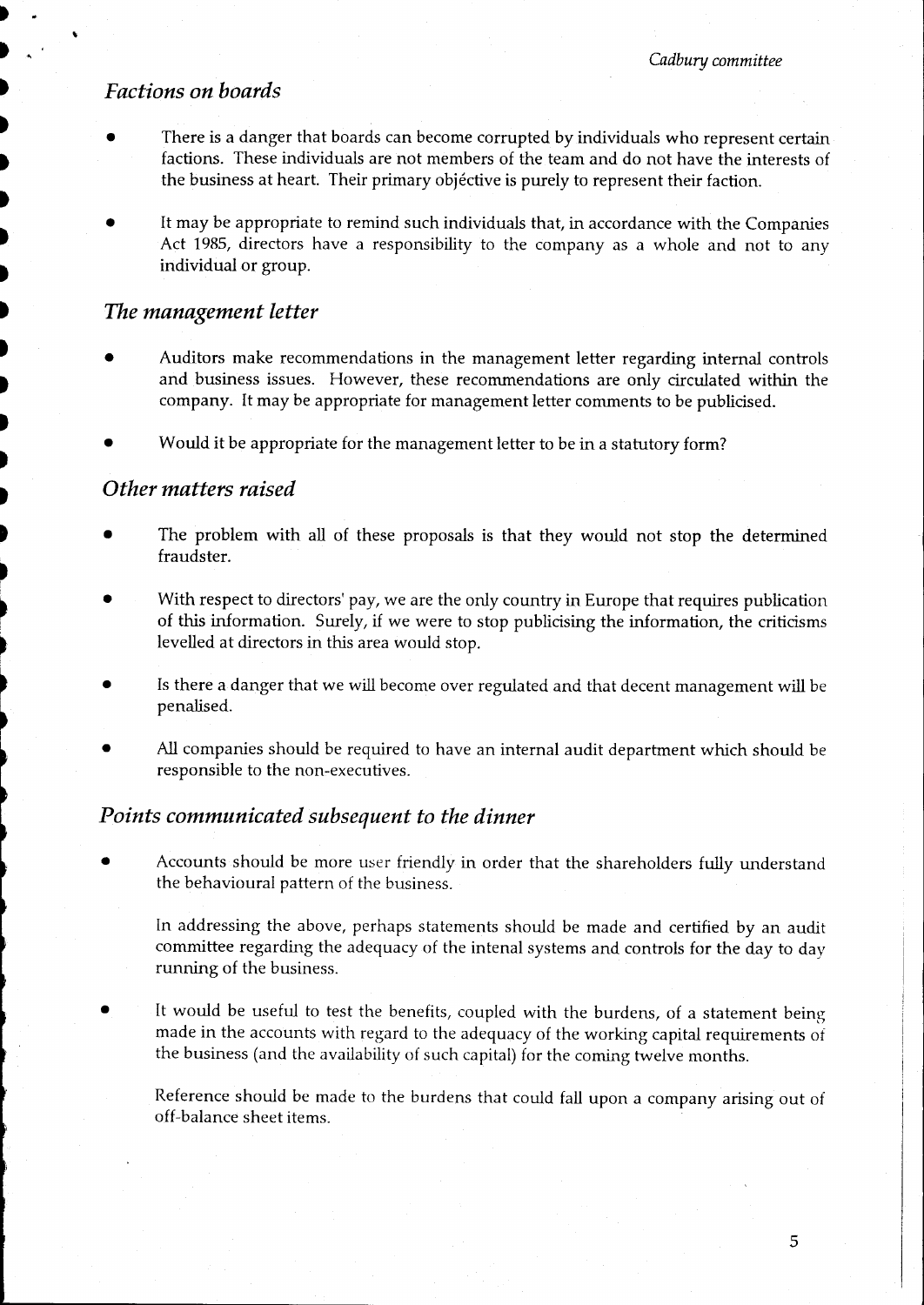## *Factions on boards*

- There is a danger that boards can become corrupted by individuals who represent certain factions. These individuals are not members of the team and do not have the interests of the business at heart. Their primary objéctive is purely to represent their faction.

- It may be appropriate to remind such individuals that, in accordance with the Companies Act 1985, directors have a responsibility to the company as a whole and not to any individual or group.

## *The management letter*

- Auditors make recommendations in the management letter regarding internal controls and business issues. However, these recommendations are only circulated within the company. It may be appropriate for management letter comments to be publicised.

- Would it be appropriate for the management letter to be in a statutory form?

## *Other matters raised*

- The problem with all of these proposals is that they would not stop the determined fraudster.

- With respect to directors' pay, we are the only country in Europe that requires publication of this information. Surely, if we were to stop publicising the information, the criticisms levelled at directors in this area would stop.

- Is there a danger that we will become over regulated and that decent management will be penalised.

- All companies should be required to have an internal audit department which should be responsible to the non-executives.

## *Points communicated subsequent to the dinner*

- Accounts should be more user friendly in order that the shareholders fully understand the behavioural pattern of the business.

  In addressing the above, perhaps statements should be made and certified by an audit committee regarding the adequacy of the intenal systems and controls for the day to day running of the business.

- It would be useful to test the benefits, coupled with the burdens, of a statement being made in the accounts with regard to the adequacy of the working capital requirements of the business (and the availability of such capital) for the coming twelve months.

  Reference should be made to the burdens that could fall upon a company arising out of off-balance sheet items.